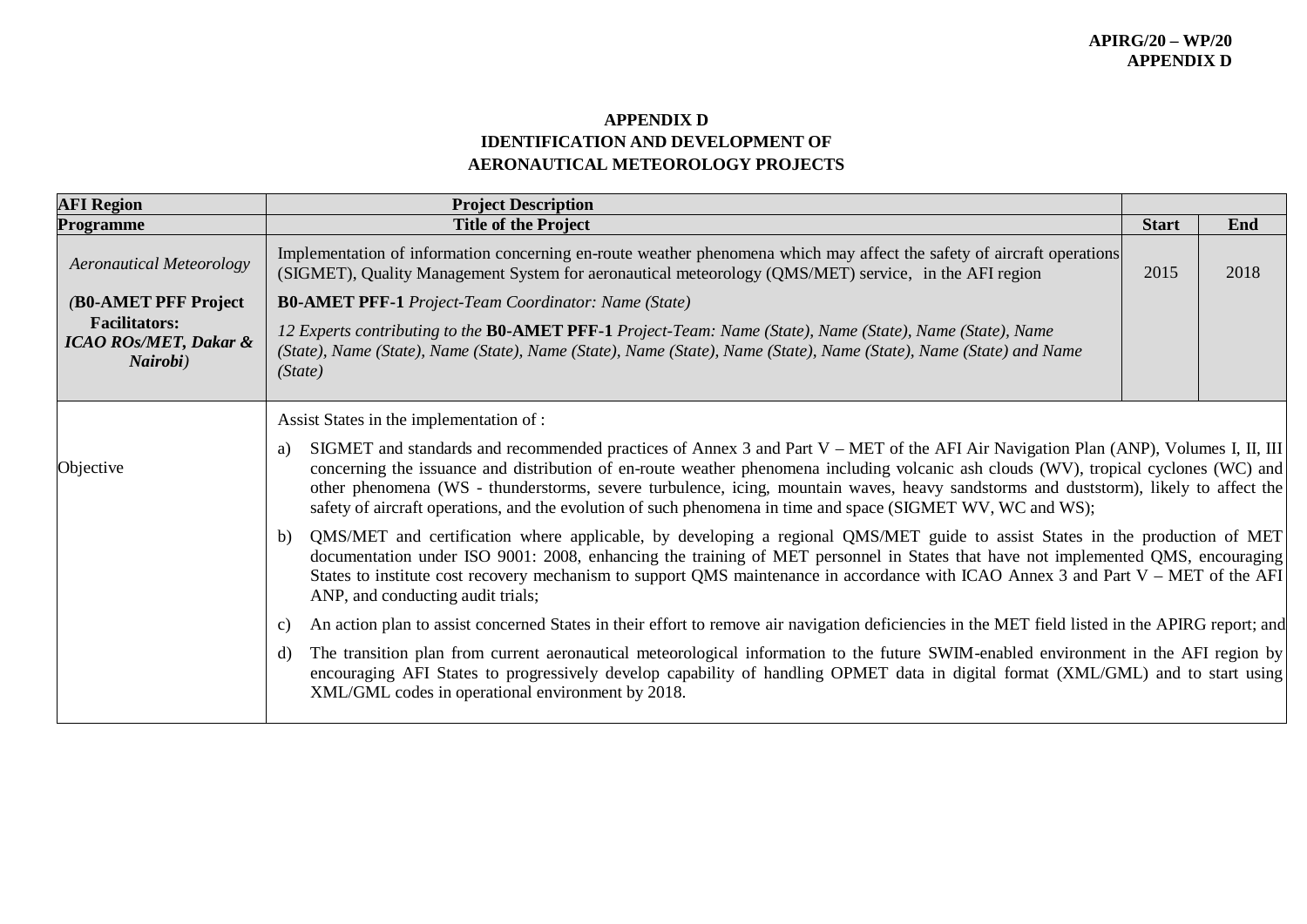# APPENDIX D
# IDENTIFICATION AND DEVELOPMENT OF AERONAUTICAL METEOROLOGY PROJECTS

| AFI Region | Project Description | | |
|---|---|---|---|
| **Programme** | **Title of the Project** | **Start** | **End** |
| *Aeronautical Meteorology*<br><br>(**B0-AMET PFF Project Facilitators:** ***ICAO ROs/MET, Dakar & Nairobi***) | Implementation of information concerning en-route weather phenomena which may affect the safety of aircraft operations (SIGMET), Quality Management System for aeronautical meteorology (QMS/MET) service, in the AFI region<br><br>**B0-AMET PFF-1** *Project-Team Coordinator: Name (State)*<br><br>*12 Experts contributing to the* **B0-AMET PFF-1** *Project-Team: Name (State), Name (State), Name (State), Name (State), Name (State), Name (State), Name (State), Name (State), Name (State), Name (State), Name (State) and Name (State)* | 2015 | 2018 |
| Objective | Assist States in the implementation of :<br><br>a) SIGMET and standards and recommended practices of Annex 3 and Part V – MET of the AFI Air Navigation Plan (ANP), Volumes I, II, III concerning the issuance and distribution of en-route weather phenomena including volcanic ash clouds (WV), tropical cyclones (WC) and other phenomena (WS - thunderstorms, severe turbulence, icing, mountain waves, heavy sandstorms and duststorm), likely to affect the safety of aircraft operations, and the evolution of such phenomena in time and space (SIGMET WV, WC and WS);<br><br>b) QMS/MET and certification where applicable, by developing a regional QMS/MET guide to assist States in the production of MET documentation under ISO 9001: 2008, enhancing the training of MET personnel in States that have not implemented QMS, encouraging States to institute cost recovery mechanism to support QMS maintenance in accordance with ICAO Annex 3 and Part V – MET of the AFI ANP, and conducting audit trials;<br><br>c) An action plan to assist concerned States in their effort to remove air navigation deficiencies in the MET field listed in the APIRG report; and<br><br>d) The transition plan from current aeronautical meteorological information to the future SWIM-enabled environment in the AFI region by encouraging AFI States to progressively develop capability of handling OPMET data in digital format (XML/GML) and to start using XML/GML codes in operational environment by 2018. | | |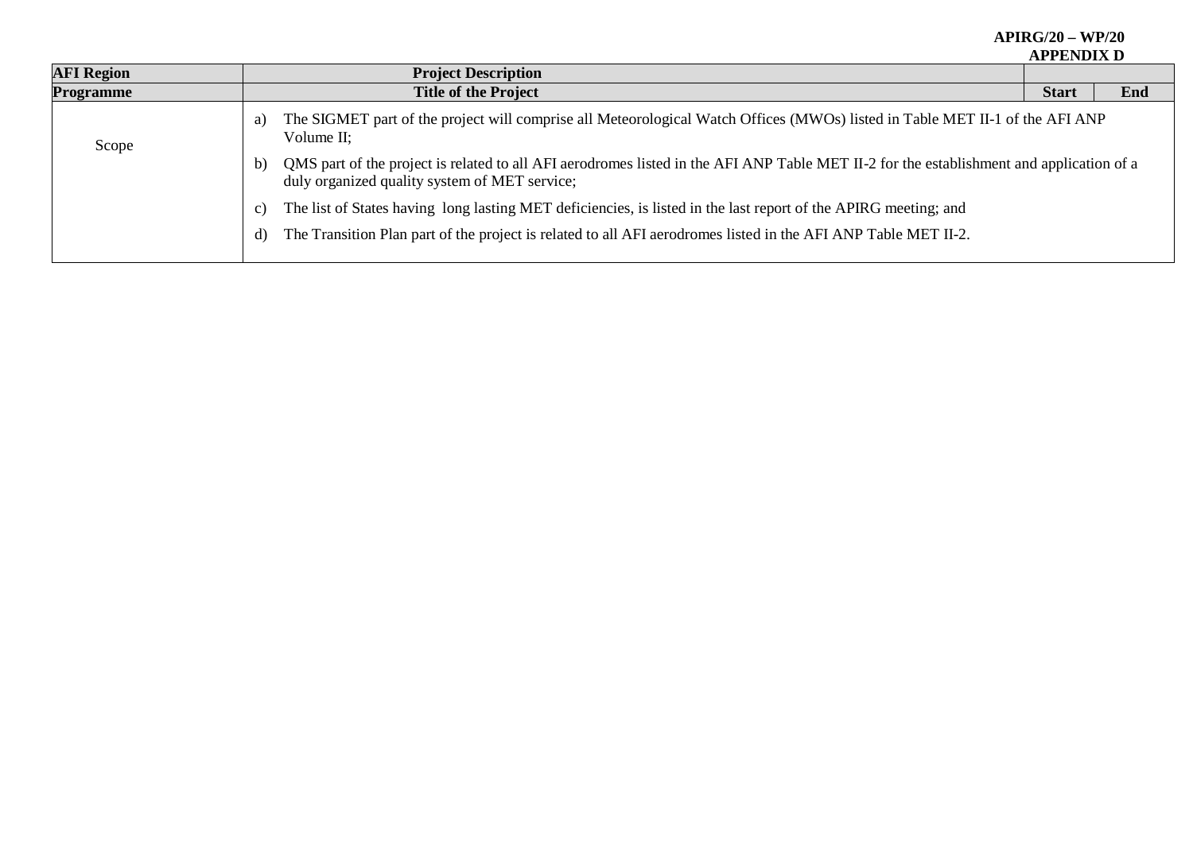| AFI Region | Project Description | | |
|---|---|---|---|
| **Programme** | **Title of the Project** | **Start** | **End** |
| Scope | a) The SIGMET part of the project will comprise all Meteorological Watch Offices (MWOs) listed in Table MET II-1 of the AFI ANP Volume II;<br><br>b) QMS part of the project is related to all AFI aerodromes listed in the AFI ANP Table MET II-2 for the establishment and application of a duly organized quality system of MET service;<br><br>c) The list of States having long lasting MET deficiencies, is listed in the last report of the APIRG meeting; and<br><br>d) The Transition Plan part of the project is related to all AFI aerodromes listed in the AFI ANP Table MET II-2. | | |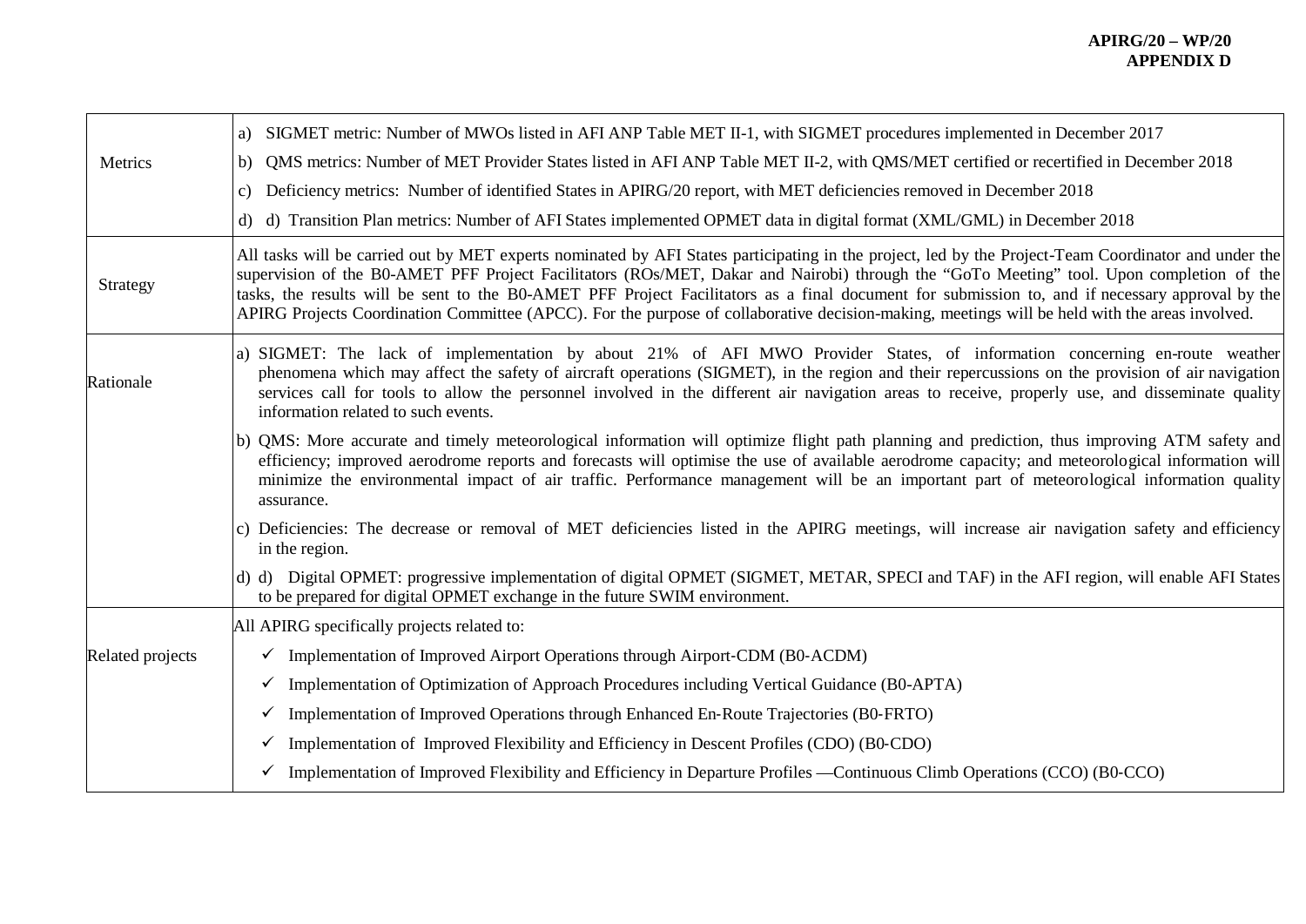| | |
|---|---|
| Metrics | a) SIGMET metric: Number of MWOs listed in AFI ANP Table MET II-1, with SIGMET procedures implemented in December 2017<br>b) QMS metrics: Number of MET Provider States listed in AFI ANP Table MET II-2, with QMS/MET certified or recertified in December 2018<br>c) Deficiency metrics: Number of identified States in APIRG/20 report, with MET deficiencies removed in December 2018<br>d) d) Transition Plan metrics: Number of AFI States implemented OPMET data in digital format (XML/GML) in December 2018 |
| Strategy | All tasks will be carried out by MET experts nominated by AFI States participating in the project, led by the Project-Team Coordinator and under the supervision of the B0-AMET PFF Project Facilitators (ROs/MET, Dakar and Nairobi) through the "GoTo Meeting" tool. Upon completion of the tasks, the results will be sent to the B0-AMET PFF Project Facilitators as a final document for submission to, and if necessary approval by the APIRG Projects Coordination Committee (APCC). For the purpose of collaborative decision-making, meetings will be held with the areas involved. |
| Rationale | a) SIGMET: The lack of implementation by about 21% of AFI MWO Provider States, of information concerning en-route weather phenomena which may affect the safety of aircraft operations (SIGMET), in the region and their repercussions on the provision of air navigation services call for tools to allow the personnel involved in the different air navigation areas to receive, properly use, and disseminate quality information related to such events.<br>b) QMS: More accurate and timely meteorological information will optimize flight path planning and prediction, thus improving ATM safety and efficiency; improved aerodrome reports and forecasts will optimise the use of available aerodrome capacity; and meteorological information will minimize the environmental impact of air traffic. Performance management will be an important part of meteorological information quality assurance.<br>c) Deficiencies: The decrease or removal of MET deficiencies listed in the APIRG meetings, will increase air navigation safety and efficiency in the region.<br>d) d) Digital OPMET: progressive implementation of digital OPMET (SIGMET, METAR, SPECI and TAF) in the AFI region, will enable AFI States to be prepared for digital OPMET exchange in the future SWIM environment. |
| Related projects | All APIRG specifically projects related to:<br>✓ Implementation of Improved Airport Operations through Airport-CDM (B0-ACDM)<br>✓ Implementation of Optimization of Approach Procedures including Vertical Guidance (B0-APTA)<br>✓ Implementation of Improved Operations through Enhanced En-Route Trajectories (B0-FRTO)<br>✓ Implementation of Improved Flexibility and Efficiency in Descent Profiles (CDO) (B0-CDO)<br>✓ Implementation of Improved Flexibility and Efficiency in Departure Profiles —Continuous Climb Operations (CCO) (B0-CCO) |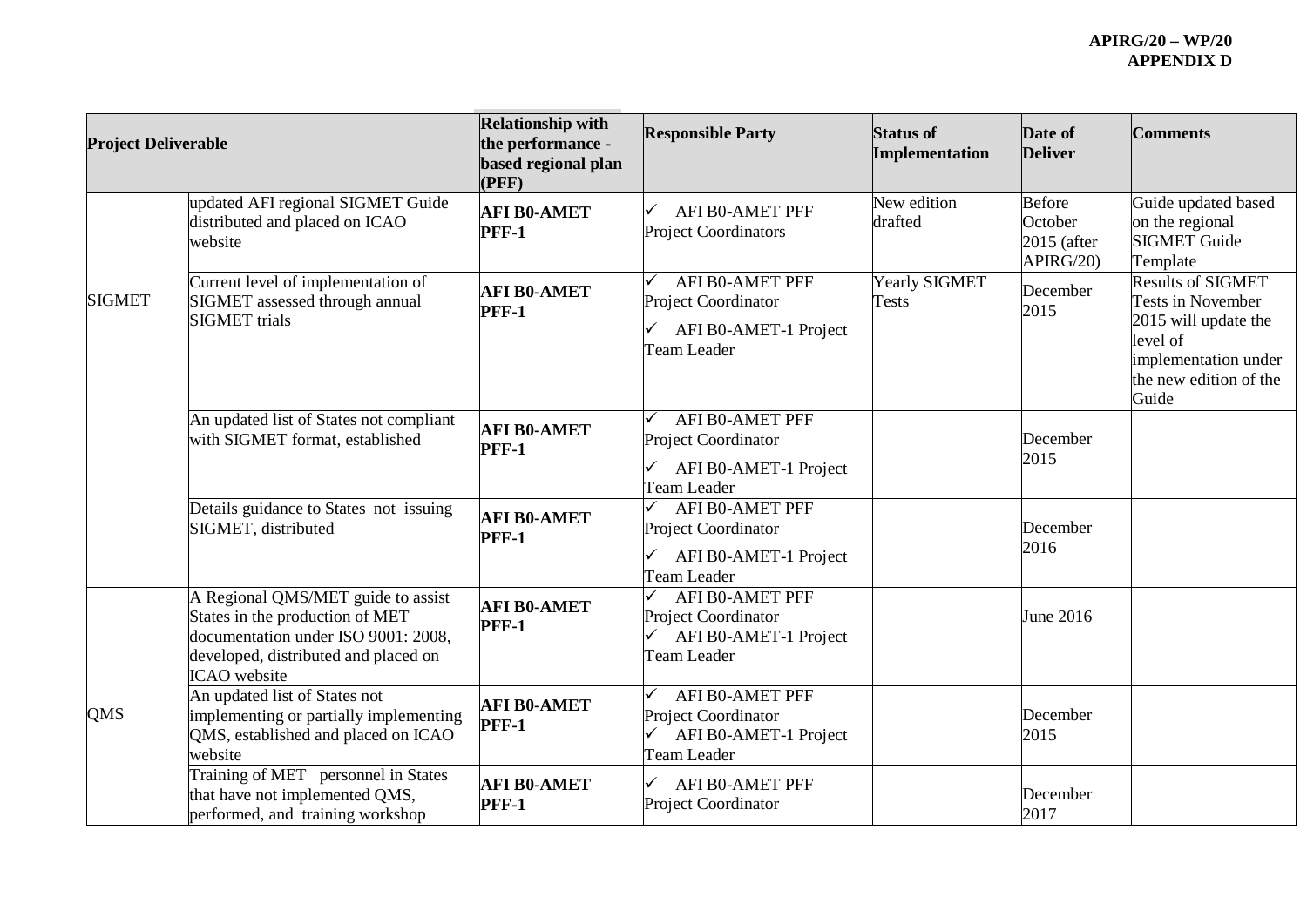| Project Deliverable | | Relationship with the performance - based regional plan (PFF) | Responsible Party | Status of Implementation | Date of Deliver | Comments |
|---|---|---|---|---|---|---|
| SIGMET | updated AFI regional SIGMET Guide distributed and placed on ICAO website | **AFI B0-AMET PFF-1** | ✓ AFI B0-AMET PFF Project Coordinators | New edition drafted | Before October 2015 (after APIRG/20) | Guide updated based on the regional SIGMET Guide Template |
| | Current level of implementation of SIGMET assessed through annual SIGMET trials | **AFI B0-AMET PFF-1** | ✓ AFI B0-AMET PFF Project Coordinator<br>✓ AFI B0-AMET-1 Project Team Leader | Yearly SIGMET Tests | December 2015 | Results of SIGMET Tests in November 2015 will update the level of implementation under the new edition of the Guide |
| | An updated list of States not compliant with SIGMET format, established | **AFI B0-AMET PFF-1** | ✓ AFI B0-AMET PFF Project Coordinator<br>✓ AFI B0-AMET-1 Project Team Leader | | December 2015 | |
| | Details guidance to States not issuing SIGMET, distributed | **AFI B0-AMET PFF-1** | ✓ AFI B0-AMET PFF Project Coordinator<br>✓ AFI B0-AMET-1 Project Team Leader | | December 2016 | |
| QMS | A Regional QMS/MET guide to assist States in the production of MET documentation under ISO 9001: 2008, developed, distributed and placed on ICAO website | **AFI B0-AMET PFF-1** | ✓ AFI B0-AMET PFF Project Coordinator<br>✓ AFI B0-AMET-1 Project Team Leader | | June 2016 | |
| | An updated list of States not implementing or partially implementing QMS, established and placed on ICAO website | **AFI B0-AMET PFF-1** | ✓ AFI B0-AMET PFF Project Coordinator<br>✓ AFI B0-AMET-1 Project Team Leader | | December 2015 | |
| | Training of MET personnel in States that have not implemented QMS, performed, and training workshop | **AFI B0-AMET PFF-1** | ✓ AFI B0-AMET PFF Project Coordinator | | December 2017 | |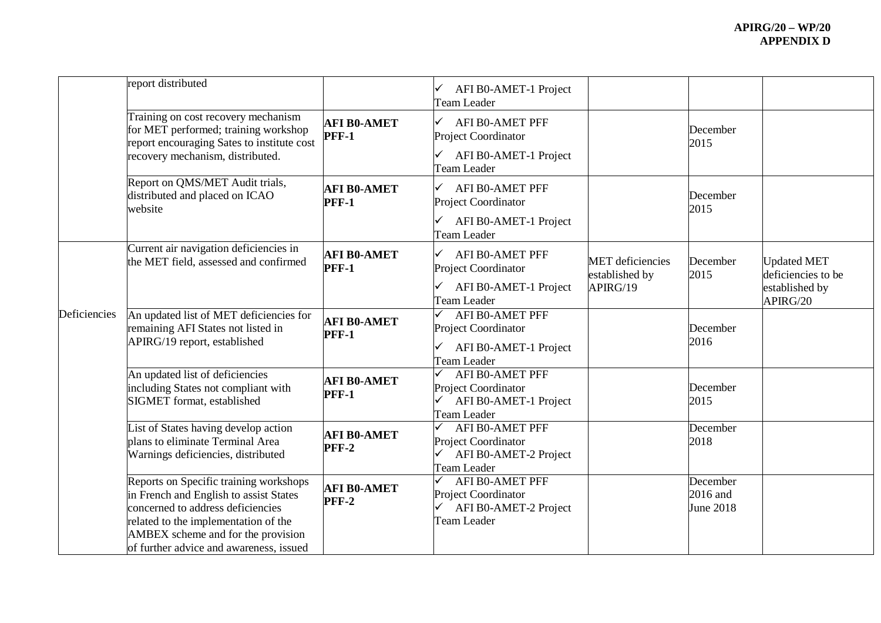| | report distributed | | ✓ AFI B0-AMET-1 Project Team Leader | | | |
|---|---|---|---|---|---|---|
| | Training on cost recovery mechanism for MET performed; training workshop report encouraging Sates to institute cost recovery mechanism, distributed. | **AFI B0-AMET PFF-1** | ✓ AFI B0-AMET PFF Project Coordinator<br>✓ AFI B0-AMET-1 Project Team Leader | | December 2015 | |
| | Report on QMS/MET Audit trials, distributed and placed on ICAO website | **AFI B0-AMET PFF-1** | ✓ AFI B0-AMET PFF Project Coordinator<br>✓ AFI B0-AMET-1 Project Team Leader | | December 2015 | |
| Deficiencies | Current air navigation deficiencies in the MET field, assessed and confirmed | **AFI B0-AMET PFF-1** | ✓ AFI B0-AMET PFF Project Coordinator<br>✓ AFI B0-AMET-1 Project Team Leader | MET deficiencies established by APIRG/19 | December 2015 | Updated MET deficiencies to be established by APIRG/20 |
| | An updated list of MET deficiencies for remaining AFI States not listed in APIRG/19 report, established | **AFI B0-AMET PFF-1** | ✓ AFI B0-AMET PFF Project Coordinator<br>✓ AFI B0-AMET-1 Project Team Leader | | December 2016 | |
| | An updated list of deficiencies including States not compliant with SIGMET format, established | **AFI B0-AMET PFF-1** | ✓ AFI B0-AMET PFF Project Coordinator<br>✓ AFI B0-AMET-1 Project Team Leader | | December 2015 | |
| | List of States having develop action plans to eliminate Terminal Area Warnings deficiencies, distributed | **AFI B0-AMET PFF-2** | ✓ AFI B0-AMET PFF Project Coordinator<br>✓ AFI B0-AMET-2 Project Team Leader | | December 2018 | |
| | Reports on Specific training workshops in French and English to assist States concerned to address deficiencies related to the implementation of the AMBEX scheme and for the provision of further advice and awareness, issued | **AFI B0-AMET PFF-2** | ✓ AFI B0-AMET PFF Project Coordinator<br>✓ AFI B0-AMET-2 Project Team Leader | | December 2016 and June 2018 | |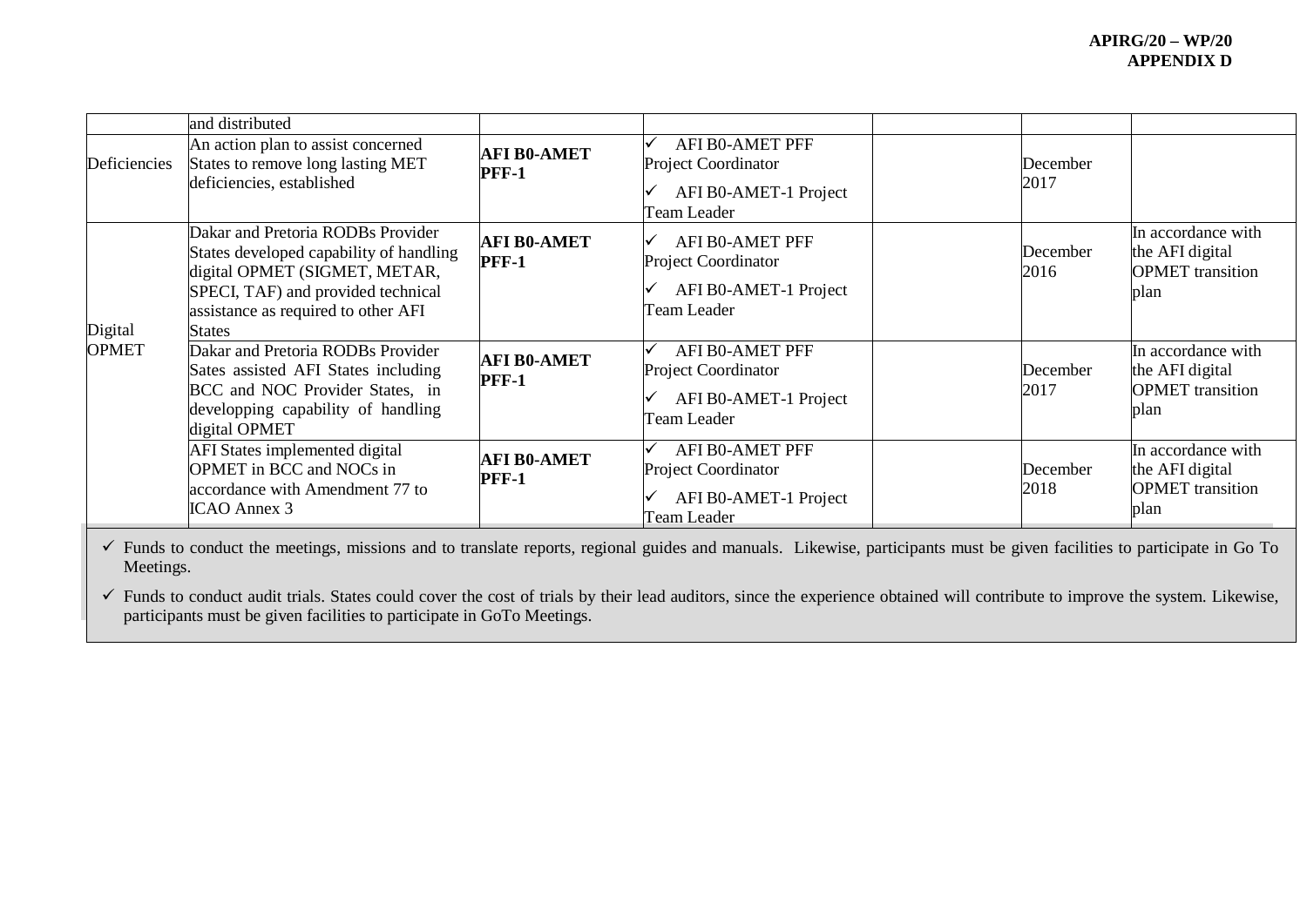| | | | | | | |
|---|---|---|---|---|---|---|
| | and distributed | | | | | |
| Deficiencies | An action plan to assist concerned States to remove long lasting MET deficiencies, established | **AFI B0-AMET PFF-1** | ✓ AFI B0-AMET PFF Project Coordinator<br>✓ AFI B0-AMET-1 Project Team Leader | | December 2017 | |
| Digital OPMET | Dakar and Pretoria RODBs Provider States developed capability of handling digital OPMET (SIGMET, METAR, SPECI, TAF) and provided technical assistance as required to other AFI States | **AFI B0-AMET PFF-1** | ✓ AFI B0-AMET PFF Project Coordinator<br>✓ AFI B0-AMET-1 Project Team Leader | | December 2016 | In accordance with the AFI digital OPMET transition plan |
| | Dakar and Pretoria RODBs Provider Sates assisted AFI States including BCC and NOC Provider States, in developping capability of handling digital OPMET | **AFI B0-AMET PFF-1** | ✓ AFI B0-AMET PFF Project Coordinator<br>✓ AFI B0-AMET-1 Project Team Leader | | December 2017 | In accordance with the AFI digital OPMET transition plan |
| | AFI States implemented digital OPMET in BCC and NOCs in accordance with Amendment 77 to ICAO Annex 3 | **AFI B0-AMET PFF-1** | ✓ AFI B0-AMET PFF Project Coordinator<br>✓ AFI B0-AMET-1 Project Team Leader | | December 2018 | In accordance with the AFI digital OPMET transition plan |

- ✓ Funds to conduct the meetings, missions and to translate reports, regional guides and manuals. Likewise, participants must be given facilities to participate in Go To Meetings.
- ✓ Funds to conduct audit trials. States could cover the cost of trials by their lead auditors, since the experience obtained will contribute to improve the system. Likewise, participants must be given facilities to participate in GoTo Meetings.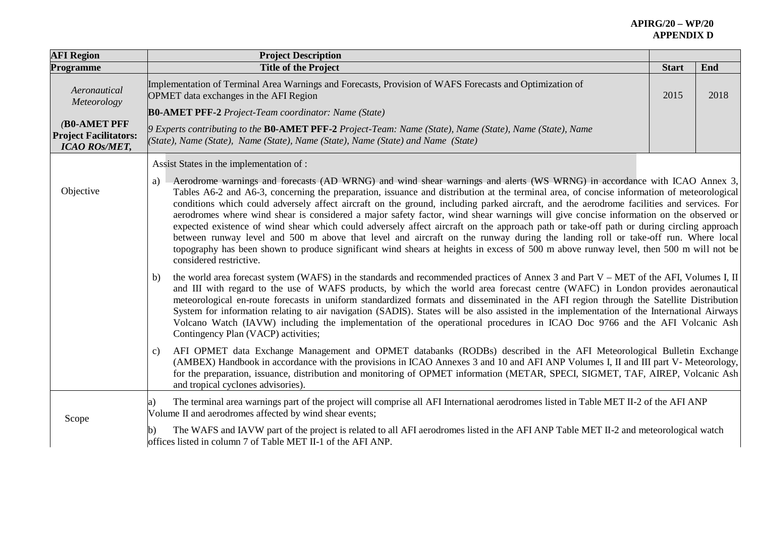| AFI Region | Project Description | | |
|---|---|---|---|
| **Programme** | **Title of the Project** | **Start** | **End** |
| *Aeronautical Meteorology*<br><br>***(B0-AMET PFF Project Facilitators: ICAO ROs/MET,*** | Implementation of Terminal Area Warnings and Forecasts, Provision of WAFS Forecasts and Optimization of OPMET data exchanges in the AFI Region<br><br>**B0-AMET PFF-2** *Project-Team coordinator: Name (State)*<br><br>*9 Experts contributing to the* **B0-AMET PFF-2** *Project-Team: Name (State), Name (State), Name (State), Name (State), Name (State), Name (State), Name (State), Name (State) and Name (State)* | 2015 | 2018 |
| Objective | Assist States in the implementation of :<br><br>a) Aerodrome warnings and forecasts (AD WRNG) and wind shear warnings and alerts (WS WRNG) in accordance with ICAO Annex 3, Tables A6-2 and A6-3, concerning the preparation, issuance and distribution at the terminal area, of concise information of meteorological conditions which could adversely affect aircraft on the ground, including parked aircraft, and the aerodrome facilities and services. For aerodromes where wind shear is considered a major safety factor, wind shear warnings will give concise information on the observed or expected existence of wind shear which could adversely affect aircraft on the approach path or take-off path or during circling approach between runway level and 500 m above that level and aircraft on the runway during the landing roll or take-off run. Where local topography has been shown to produce significant wind shears at heights in excess of 500 m above runway level, then 500 m will not be considered restrictive.<br><br>b) the world area forecast system (WAFS) in the standards and recommended practices of Annex 3 and Part V – MET of the AFI, Volumes I, II and III with regard to the use of WAFS products, by which the world area forecast centre (WAFC) in London provides aeronautical meteorological en-route forecasts in uniform standardized formats and disseminated in the AFI region through the Satellite Distribution System for information relating to air navigation (SADIS). States will be also assisted in the implementation of the International Airways Volcano Watch (IAVW) including the implementation of the operational procedures in ICAO Doc 9766 and the AFI Volcanic Ash Contingency Plan (VACP) activities;<br><br>c) AFI OPMET data Exchange Management and OPMET databanks (RODBs) described in the AFI Meteorological Bulletin Exchange (AMBEX) Handbook in accordance with the provisions in ICAO Annexes 3 and 10 and AFI ANP Volumes I, II and III part V- Meteorology, for the preparation, issuance, distribution and monitoring of OPMET information (METAR, SPECI, SIGMET, TAF, AIREP, Volcanic Ash and tropical cyclones advisories). | | |
| Scope | a) The terminal area warnings part of the project will comprise all AFI International aerodromes listed in Table MET II-2 of the AFI ANP Volume II and aerodromes affected by wind shear events;<br><br>b) The WAFS and IAVW part of the project is related to all AFI aerodromes listed in the AFI ANP Table MET II-2 and meteorological watch offices listed in column 7 of Table MET II-1 of the AFI ANP. | | |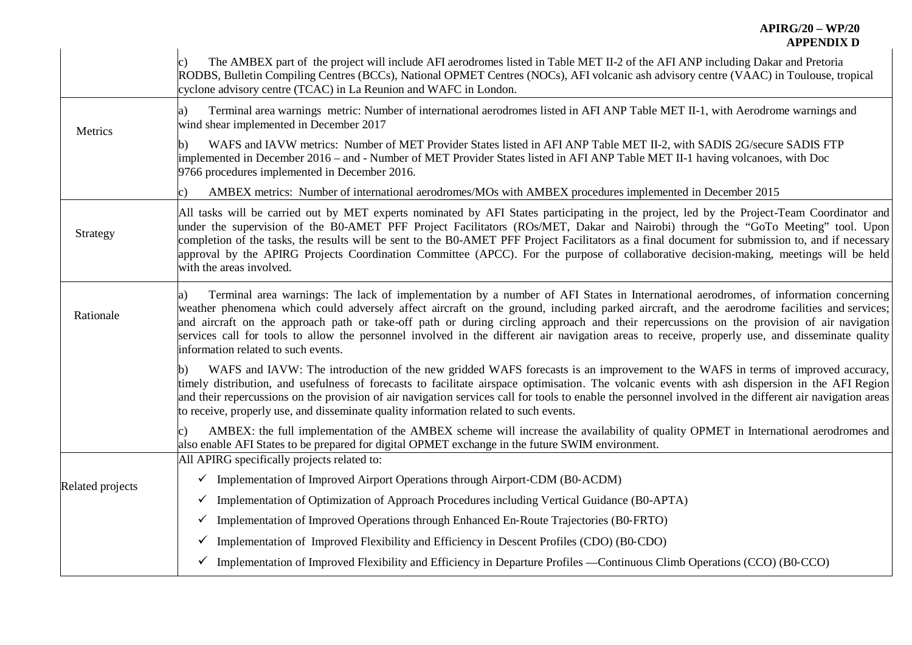| | |
|---|---|
| | c) The AMBEX part of the project will include AFI aerodromes listed in Table MET II-2 of the AFI ANP including Dakar and Pretoria RODBS, Bulletin Compiling Centres (BCCs), National OPMET Centres (NOCs), AFI volcanic ash advisory centre (VAAC) in Toulouse, tropical cyclone advisory centre (TCAC) in La Reunion and WAFC in London. |
| Metrics | a) Terminal area warnings metric: Number of international aerodromes listed in AFI ANP Table MET II-1, with Aerodrome warnings and wind shear implemented in December 2017<br><br>b) WAFS and IAVW metrics: Number of MET Provider States listed in AFI ANP Table MET II-2, with SADIS 2G/secure SADIS FTP implemented in December 2016 – and - Number of MET Provider States listed in AFI ANP Table MET II-1 having volcanoes, with Doc 9766 procedures implemented in December 2016.<br><br>c) AMBEX metrics: Number of international aerodromes/MOs with AMBEX procedures implemented in December 2015 |
| Strategy | All tasks will be carried out by MET experts nominated by AFI States participating in the project, led by the Project-Team Coordinator and under the supervision of the B0-AMET PFF Project Facilitators (ROs/MET, Dakar and Nairobi) through the "GoTo Meeting" tool. Upon completion of the tasks, the results will be sent to the B0-AMET PFF Project Facilitators as a final document for submission to, and if necessary approval by the APIRG Projects Coordination Committee (APCC). For the purpose of collaborative decision-making, meetings will be held with the areas involved. |
| Rationale | a) Terminal area warnings: The lack of implementation by a number of AFI States in International aerodromes, of information concerning weather phenomena which could adversely affect aircraft on the ground, including parked aircraft, and the aerodrome facilities and services; and aircraft on the approach path or take-off path or during circling approach and their repercussions on the provision of air navigation services call for tools to allow the personnel involved in the different air navigation areas to receive, properly use, and disseminate quality information related to such events.<br><br>b) WAFS and IAVW: The introduction of the new gridded WAFS forecasts is an improvement to the WAFS in terms of improved accuracy, timely distribution, and usefulness of forecasts to facilitate airspace optimisation. The volcanic events with ash dispersion in the AFI Region and their repercussions on the provision of air navigation services call for tools to enable the personnel involved in the different air navigation areas to receive, properly use, and disseminate quality information related to such events.<br><br>c) AMBEX: the full implementation of the AMBEX scheme will increase the availability of quality OPMET in International aerodromes and also enable AFI States to be prepared for digital OPMET exchange in the future SWIM environment. |
| Related projects | All APIRG specifically projects related to:<br><br>✓ Implementation of Improved Airport Operations through Airport-CDM (B0-ACDM)<br><br>✓ Implementation of Optimization of Approach Procedures including Vertical Guidance (B0-APTA)<br><br>✓ Implementation of Improved Operations through Enhanced En-Route Trajectories (B0-FRTO)<br><br>✓ Implementation of Improved Flexibility and Efficiency in Descent Profiles (CDO) (B0-CDO)<br><br>✓ Implementation of Improved Flexibility and Efficiency in Departure Profiles —Continuous Climb Operations (CCO) (B0-CCO) |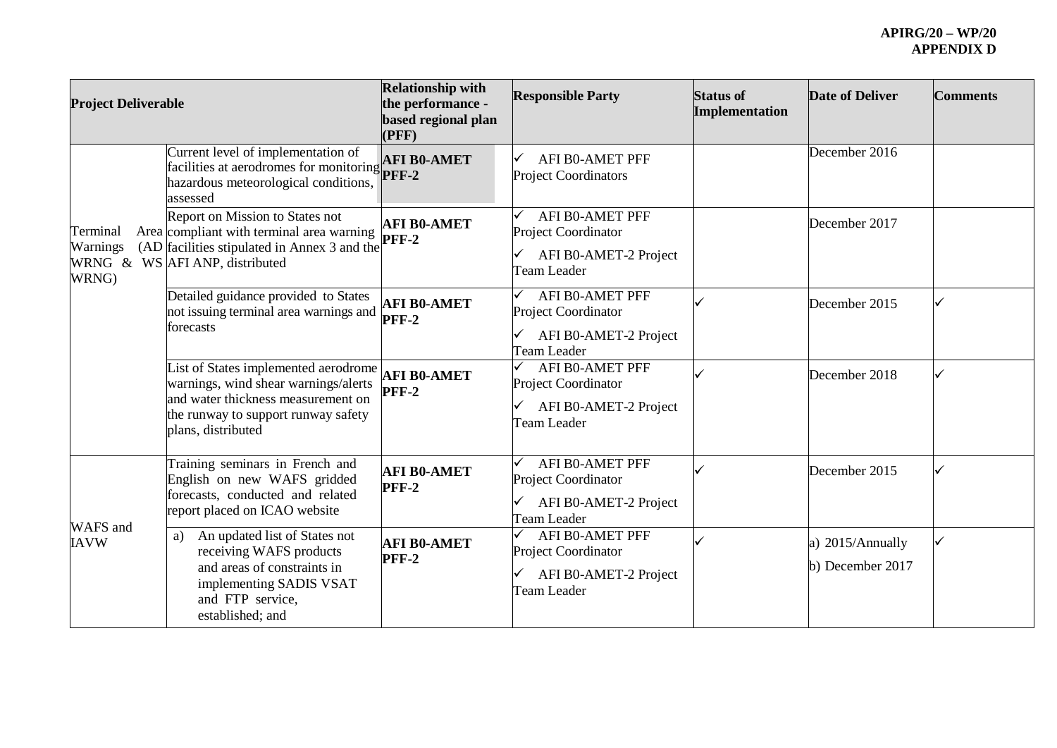| Project Deliverable | | Relationship with the performance - based regional plan (PFF) | Responsible Party | Status of Implementation | Date of Deliver | Comments |
|---|---|---|---|---|---|---|
| Terminal Area Warnings (AD WRNG & WS WRNG) | Current level of implementation of facilities at aerodromes for monitoring hazardous meteorological conditions, assessed | **AFI B0-AMET PFF-2** | ✓ AFI B0-AMET PFF Project Coordinators | | December 2016 | |
| | Report on Mission to States not compliant with terminal area warning facilities stipulated in Annex 3 and the AFI ANP, distributed | **AFI B0-AMET PFF-2** | ✓ AFI B0-AMET PFF Project Coordinator<br>✓ AFI B0-AMET-2 Project Team Leader | | December 2017 | |
| | Detailed guidance provided to States not issuing terminal area warnings and forecasts | **AFI B0-AMET PFF-2** | ✓ AFI B0-AMET PFF Project Coordinator<br>✓ AFI B0-AMET-2 Project Team Leader | ✓ | December 2015 | ✓ |
| | List of States implemented aerodrome warnings, wind shear warnings/alerts and water thickness measurement on the runway to support runway safety plans, distributed | **AFI B0-AMET PFF-2** | ✓ AFI B0-AMET PFF Project Coordinator<br>✓ AFI B0-AMET-2 Project Team Leader | ✓ | December 2018 | ✓ |
| WAFS and IAVW | Training seminars in French and English on new WAFS gridded forecasts, conducted and related report placed on ICAO website | **AFI B0-AMET PFF-2** | ✓ AFI B0-AMET PFF Project Coordinator<br>✓ AFI B0-AMET-2 Project Team Leader | ✓ | December 2015 | ✓ |
| | a) An updated list of States not receiving WAFS products and areas of constraints in implementing SADIS VSAT and FTP service, established; and | **AFI B0-AMET PFF-2** | ✓ AFI B0-AMET PFF Project Coordinator<br>✓ AFI B0-AMET-2 Project Team Leader | ✓ | a) 2015/Annually<br>b) December 2017 | ✓ |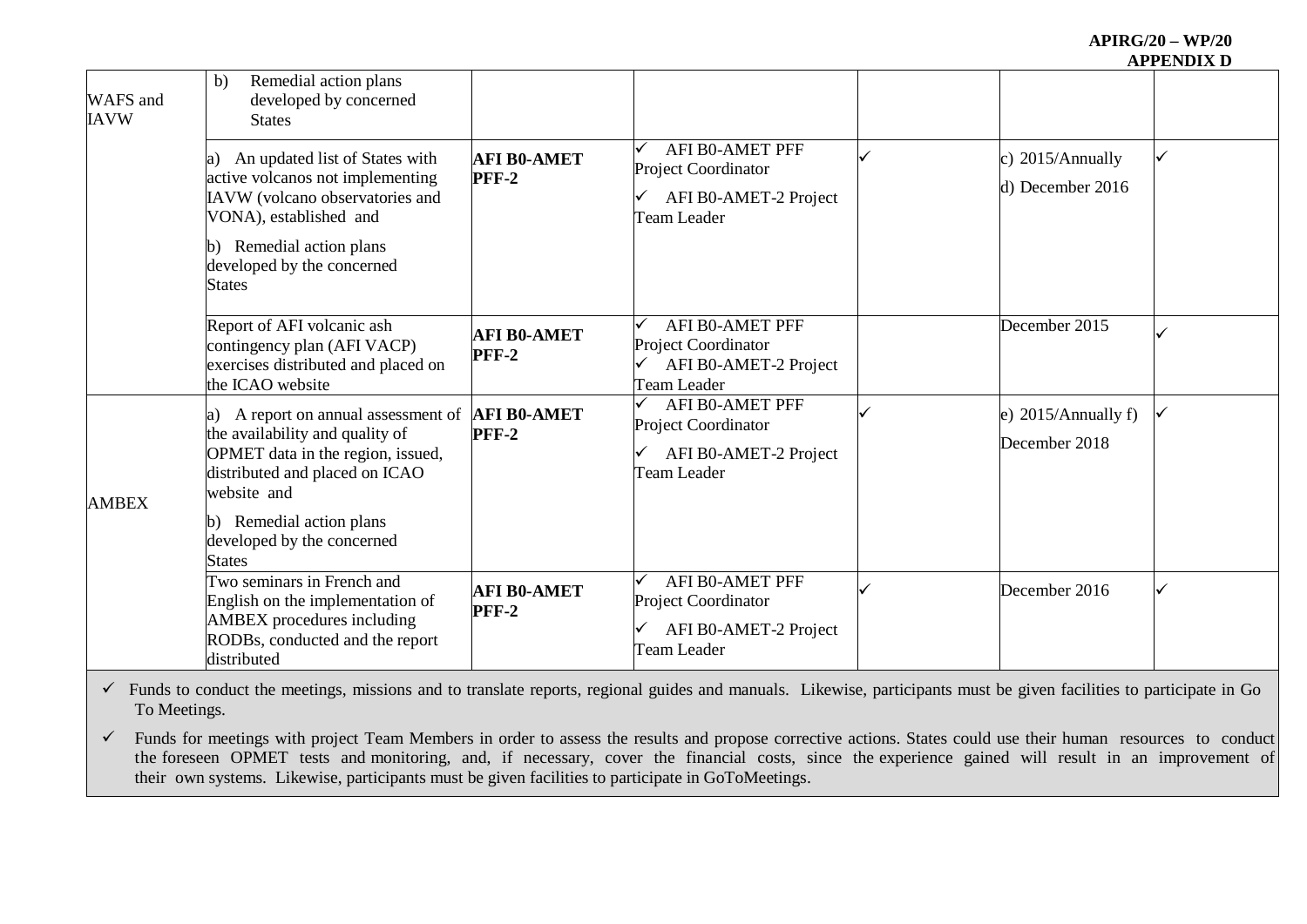| | | | | | | |
|---|---|---|---|---|---|---|
| WAFS and IAVW | b) Remedial action plans developed by concerned States | | | | | |
| | a) An updated list of States with active volcanos not implementing IAVW (volcano observatories and VONA), established and<br>b) Remedial action plans developed by the concerned States | **AFI B0-AMET PFF-2** | ✓ AFI B0-AMET PFF Project Coordinator<br>✓ AFI B0-AMET-2 Project Team Leader | ✓ | c) 2015/Annually<br>d) December 2016 | ✓ |
| | Report of AFI volcanic ash contingency plan (AFI VACP) exercises distributed and placed on the ICAO website | **AFI B0-AMET PFF-2** | ✓ AFI B0-AMET PFF Project Coordinator<br>✓ AFI B0-AMET-2 Project Team Leader | | December 2015 | ✓ |
| AMBEX | a) A report on annual assessment of the availability and quality of OPMET data in the region, issued, distributed and placed on ICAO website and<br>b) Remedial action plans developed by the concerned States | **AFI B0-AMET PFF-2** | ✓ AFI B0-AMET PFF Project Coordinator<br>✓ AFI B0-AMET-2 Project Team Leader | ✓ | e) 2015/Annually f) December 2018 | ✓ |
| | Two seminars in French and English on the implementation of AMBEX procedures including RODBs, conducted and the report distributed | **AFI B0-AMET PFF-2** | ✓ AFI B0-AMET PFF Project Coordinator<br>✓ AFI B0-AMET-2 Project Team Leader | ✓ | December 2016 | ✓ |

- ✓ Funds to conduct the meetings, missions and to translate reports, regional guides and manuals. Likewise, participants must be given facilities to participate in Go To Meetings.
- ✓ Funds for meetings with project Team Members in order to assess the results and propose corrective actions. States could use their human resources to conduct the foreseen OPMET tests and monitoring, and, if necessary, cover the financial costs, since the experience gained will result in an improvement of their own systems. Likewise, participants must be given facilities to participate in GoToMeetings.